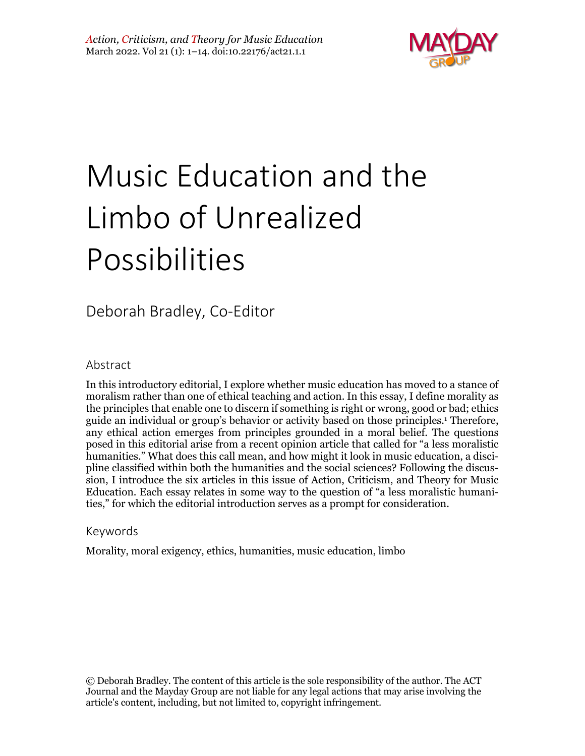# Music Education and the Limbo of Unrealized Possibilities

Deborah Bradley, Co-Editor

## Abstract

In this introductory editorial, I explore whether music education has moved to a stance of moralism rather than one of ethical teaching and action. In this essay, I define morality as the principles that enable one to discern if something is right or wrong, good or bad; ethics guide an individual or group's behavior or activity based on those principles.[1] Therefore, any ethical action emerges from principles grounded in a moral belief. The questions posed in this editorial arise from a recent opinion article that called for "a less moralistic humanities." What does this call mean, and how might it look in music education, a discipline classified within both the humanities and the social sciences? Following the discussion, I introduce the six articles in this issue of Action, Criticism, and Theory for Music Education. Each essay relates in some way to the question of "a less moralistic humanities," for which the editorial introduction serves as a prompt for consideration.

## Keywords

Morality, moral exigency, ethics, humanities, music education, limbo

© Deborah Bradley. The content of this article is the sole responsibility of the author. The ACT Journal and the Mayday Group are not liable for any legal actions that may arise involving the article's content, including, but not limited to, copyright infringement.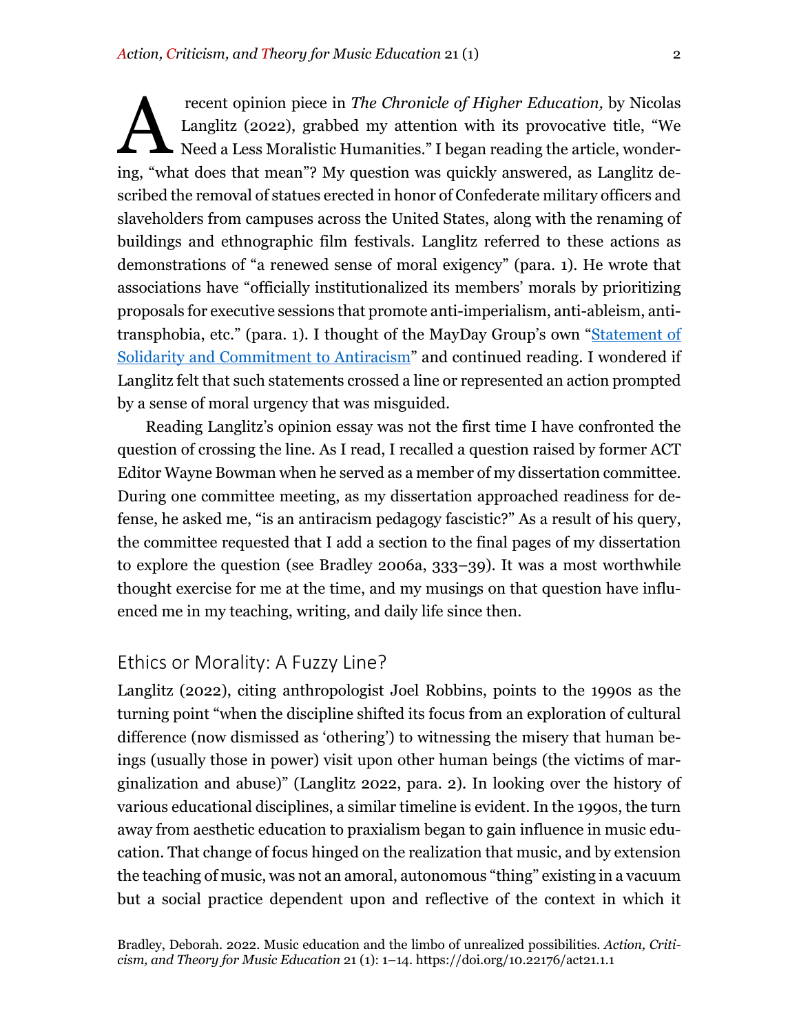A recent opinion piece in *The Chronicle of Higher Education,* by Nicolas Langlitz (2022), grabbed my attention with its provocative title, "We Need a Less Moralistic Humanities." I began reading the article, wondering, "what does that mean"? My question was quickly answered, as Langlitz described the removal of statues erected in honor of Confederate military officers and slaveholders from campuses across the United States, along with the renaming of buildings and ethnographic film festivals. Langlitz referred to these actions as demonstrations of "a renewed sense of moral exigency" (para. 1). He wrote that associations have "officially institutionalized its members' morals by prioritizing proposals for executive sessions that promote anti-imperialism, anti-ableism, anti-transphobia, etc." (para. 1). I thought of the MayDay Group's own "Statement of Solidarity and Commitment to Antiracism" and continued reading. I wondered if Langlitz felt that such statements crossed a line or represented an action prompted by a sense of moral urgency that was misguided.

Reading Langlitz's opinion essay was not the first time I have confronted the question of crossing the line. As I read, I recalled a question raised by former ACT Editor Wayne Bowman when he served as a member of my dissertation committee. During one committee meeting, as my dissertation approached readiness for defense, he asked me, "is an antiracism pedagogy fascistic?" As a result of his query, the committee requested that I add a section to the final pages of my dissertation to explore the question (see Bradley 2006a, 333–39). It was a most worthwhile thought exercise for me at the time, and my musings on that question have influenced me in my teaching, writing, and daily life since then.

## Ethics or Morality: A Fuzzy Line?

Langlitz (2022), citing anthropologist Joel Robbins, points to the 1990s as the turning point "when the discipline shifted its focus from an exploration of cultural difference (now dismissed as 'othering') to witnessing the misery that human beings (usually those in power) visit upon other human beings (the victims of marginalization and abuse)" (Langlitz 2022, para. 2). In looking over the history of various educational disciplines, a similar timeline is evident. In the 1990s, the turn away from aesthetic education to praxialism began to gain influence in music education. That change of focus hinged on the realization that music, and by extension the teaching of music, was not an amoral, autonomous "thing" existing in a vacuum but a social practice dependent upon and reflective of the context in which it

Bradley, Deborah. 2022. Music education and the limbo of unrealized possibilities. *Action, Criticism, and Theory for Music Education* 21 (1): 1–14. https://doi.org/10.22176/act21.1.1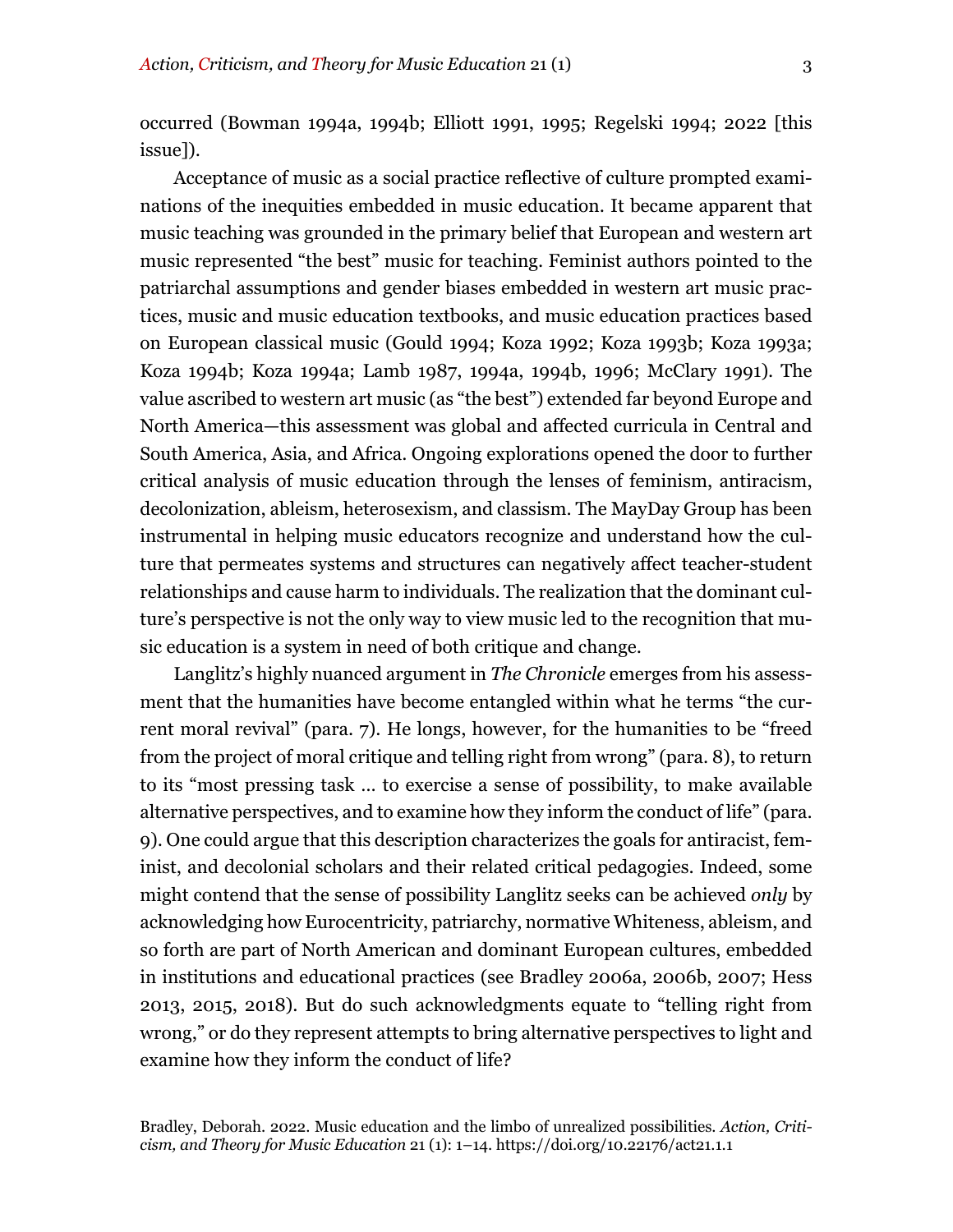occurred (Bowman 1994a, 1994b; Elliott 1991, 1995; Regelski 1994; 2022 [this issue]).

Acceptance of music as a social practice reflective of culture prompted examinations of the inequities embedded in music education. It became apparent that music teaching was grounded in the primary belief that European and western art music represented "the best" music for teaching. Feminist authors pointed to the patriarchal assumptions and gender biases embedded in western art music practices, music and music education textbooks, and music education practices based on European classical music (Gould 1994; Koza 1992; Koza 1993b; Koza 1993a; Koza 1994b; Koza 1994a; Lamb 1987, 1994a, 1994b, 1996; McClary 1991). The value ascribed to western art music (as "the best") extended far beyond Europe and North America—this assessment was global and affected curricula in Central and South America, Asia, and Africa. Ongoing explorations opened the door to further critical analysis of music education through the lenses of feminism, antiracism, decolonization, ableism, heterosexism, and classism. The MayDay Group has been instrumental in helping music educators recognize and understand how the culture that permeates systems and structures can negatively affect teacher-student relationships and cause harm to individuals. The realization that the dominant culture's perspective is not the only way to view music led to the recognition that music education is a system in need of both critique and change.

Langlitz's highly nuanced argument in *The Chronicle* emerges from his assessment that the humanities have become entangled within what he terms "the current moral revival" (para. 7). He longs, however, for the humanities to be "freed from the project of moral critique and telling right from wrong" (para. 8), to return to its "most pressing task … to exercise a sense of possibility, to make available alternative perspectives, and to examine how they inform the conduct of life" (para. 9). One could argue that this description characterizes the goals for antiracist, feminist, and decolonial scholars and their related critical pedagogies. Indeed, some might contend that the sense of possibility Langlitz seeks can be achieved *only* by acknowledging how Eurocentricity, patriarchy, normative Whiteness, ableism, and so forth are part of North American and dominant European cultures, embedded in institutions and educational practices (see Bradley 2006a, 2006b, 2007; Hess 2013, 2015, 2018). But do such acknowledgments equate to "telling right from wrong," or do they represent attempts to bring alternative perspectives to light and examine how they inform the conduct of life?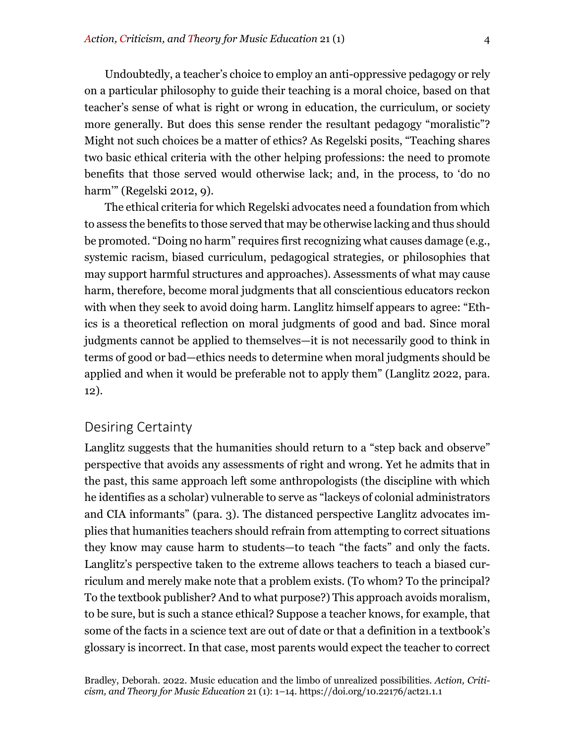Undoubtedly, a teacher's choice to employ an anti-oppressive pedagogy or rely on a particular philosophy to guide their teaching is a moral choice, based on that teacher's sense of what is right or wrong in education, the curriculum, or society more generally. But does this sense render the resultant pedagogy "moralistic"? Might not such choices be a matter of ethics? As Regelski posits, "Teaching shares two basic ethical criteria with the other helping professions: the need to promote benefits that those served would otherwise lack; and, in the process, to 'do no harm'" (Regelski 2012, 9).

The ethical criteria for which Regelski advocates need a foundation from which to assess the benefits to those served that may be otherwise lacking and thus should be promoted. "Doing no harm" requires first recognizing what causes damage (e.g., systemic racism, biased curriculum, pedagogical strategies, or philosophies that may support harmful structures and approaches). Assessments of what may cause harm, therefore, become moral judgments that all conscientious educators reckon with when they seek to avoid doing harm. Langlitz himself appears to agree: "Ethics is a theoretical reflection on moral judgments of good and bad. Since moral judgments cannot be applied to themselves—it is not necessarily good to think in terms of good or bad—ethics needs to determine when moral judgments should be applied and when it would be preferable not to apply them" (Langlitz 2022, para. 12).

## Desiring Certainty

Langlitz suggests that the humanities should return to a "step back and observe" perspective that avoids any assessments of right and wrong. Yet he admits that in the past, this same approach left some anthropologists (the discipline with which he identifies as a scholar) vulnerable to serve as "lackeys of colonial administrators and CIA informants" (para. 3). The distanced perspective Langlitz advocates implies that humanities teachers should refrain from attempting to correct situations they know may cause harm to students—to teach "the facts" and only the facts. Langlitz's perspective taken to the extreme allows teachers to teach a biased curriculum and merely make note that a problem exists. (To whom? To the principal? To the textbook publisher? And to what purpose?) This approach avoids moralism, to be sure, but is such a stance ethical? Suppose a teacher knows, for example, that some of the facts in a science text are out of date or that a definition in a textbook's glossary is incorrect. In that case, most parents would expect the teacher to correct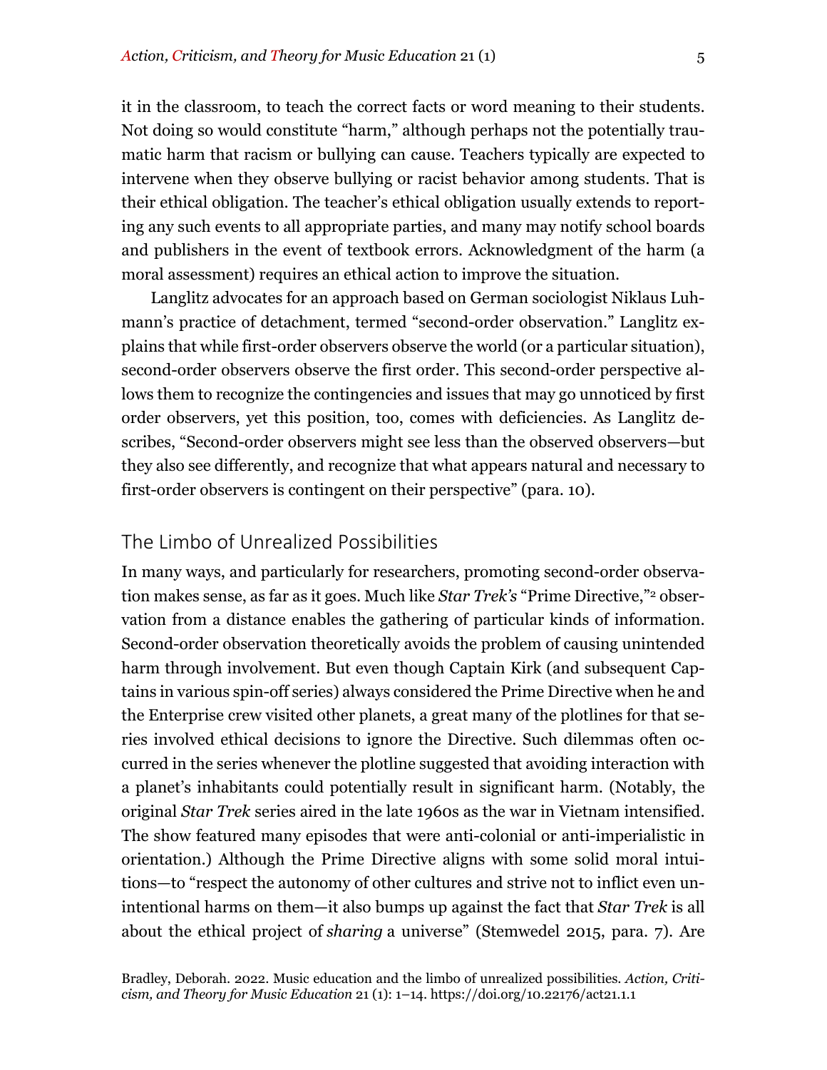it in the classroom, to teach the correct facts or word meaning to their students. Not doing so would constitute "harm," although perhaps not the potentially traumatic harm that racism or bullying can cause. Teachers typically are expected to intervene when they observe bullying or racist behavior among students. That is their ethical obligation. The teacher's ethical obligation usually extends to reporting any such events to all appropriate parties, and many may notify school boards and publishers in the event of textbook errors. Acknowledgment of the harm (a moral assessment) requires an ethical action to improve the situation.

Langlitz advocates for an approach based on German sociologist Niklaus Luhmann's practice of detachment, termed "second-order observation." Langlitz explains that while first-order observers observe the world (or a particular situation), second-order observers observe the first order. This second-order perspective allows them to recognize the contingencies and issues that may go unnoticed by first order observers, yet this position, too, comes with deficiencies. As Langlitz describes, "Second-order observers might see less than the observed observers—but they also see differently, and recognize that what appears natural and necessary to first-order observers is contingent on their perspective" (para. 10).

## The Limbo of Unrealized Possibilities

In many ways, and particularly for researchers, promoting second-order observation makes sense, as far as it goes. Much like *Star Trek's* "Prime Directive,"[2] observation from a distance enables the gathering of particular kinds of information. Second-order observation theoretically avoids the problem of causing unintended harm through involvement. But even though Captain Kirk (and subsequent Captains in various spin-off series) always considered the Prime Directive when he and the Enterprise crew visited other planets, a great many of the plotlines for that series involved ethical decisions to ignore the Directive. Such dilemmas often occurred in the series whenever the plotline suggested that avoiding interaction with a planet's inhabitants could potentially result in significant harm. (Notably, the original *Star Trek* series aired in the late 1960s as the war in Vietnam intensified. The show featured many episodes that were anti-colonial or anti-imperialistic in orientation.) Although the Prime Directive aligns with some solid moral intuitions—to "respect the autonomy of other cultures and strive not to inflict even unintentional harms on them—it also bumps up against the fact that *Star Trek* is all about the ethical project of *sharing* a universe" (Stemwedel 2015, para. 7). Are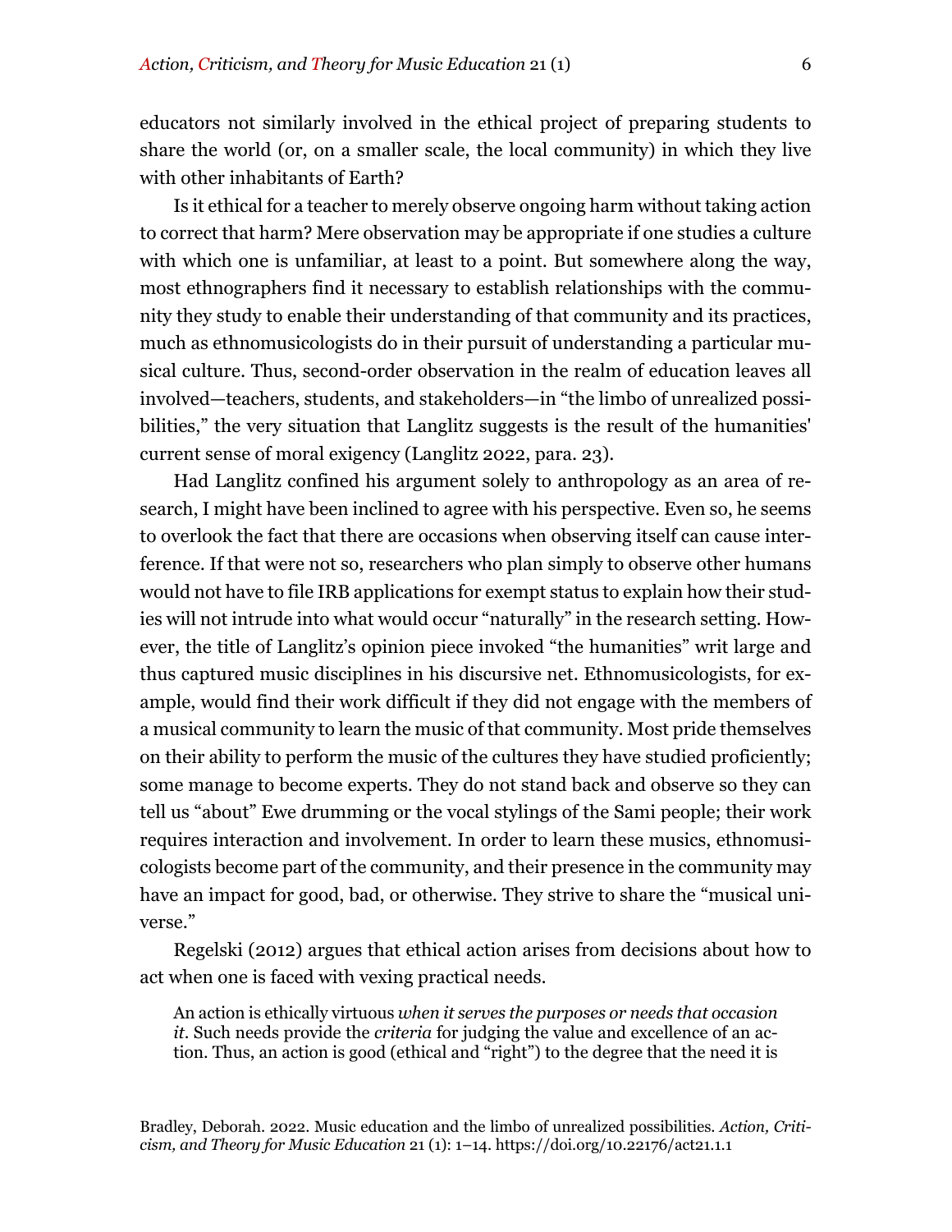educators not similarly involved in the ethical project of preparing students to share the world (or, on a smaller scale, the local community) in which they live with other inhabitants of Earth?

Is it ethical for a teacher to merely observe ongoing harm without taking action to correct that harm? Mere observation may be appropriate if one studies a culture with which one is unfamiliar, at least to a point. But somewhere along the way, most ethnographers find it necessary to establish relationships with the community they study to enable their understanding of that community and its practices, much as ethnomusicologists do in their pursuit of understanding a particular musical culture. Thus, second-order observation in the realm of education leaves all involved—teachers, students, and stakeholders—in "the limbo of unrealized possibilities," the very situation that Langlitz suggests is the result of the humanities' current sense of moral exigency (Langlitz 2022, para. 23).

Had Langlitz confined his argument solely to anthropology as an area of research, I might have been inclined to agree with his perspective. Even so, he seems to overlook the fact that there are occasions when observing itself can cause interference. If that were not so, researchers who plan simply to observe other humans would not have to file IRB applications for exempt status to explain how their studies will not intrude into what would occur "naturally" in the research setting. However, the title of Langlitz's opinion piece invoked "the humanities" writ large and thus captured music disciplines in his discursive net. Ethnomusicologists, for example, would find their work difficult if they did not engage with the members of a musical community to learn the music of that community. Most pride themselves on their ability to perform the music of the cultures they have studied proficiently; some manage to become experts. They do not stand back and observe so they can tell us "about" Ewe drumming or the vocal stylings of the Sami people; their work requires interaction and involvement. In order to learn these musics, ethnomusicologists become part of the community, and their presence in the community may have an impact for good, bad, or otherwise. They strive to share the "musical universe."

Regelski (2012) argues that ethical action arises from decisions about how to act when one is faced with vexing practical needs.

> An action is ethically virtuous *when it serves the purposes or needs that occasion it*. Such needs provide the *criteria* for judging the value and excellence of an action. Thus, an action is good (ethical and "right") to the degree that the need it is

Bradley, Deborah. 2022. Music education and the limbo of unrealized possibilities. *Action, Criticism, and Theory for Music Education* 21 (1): 1–14. https://doi.org/10.22176/act21.1.1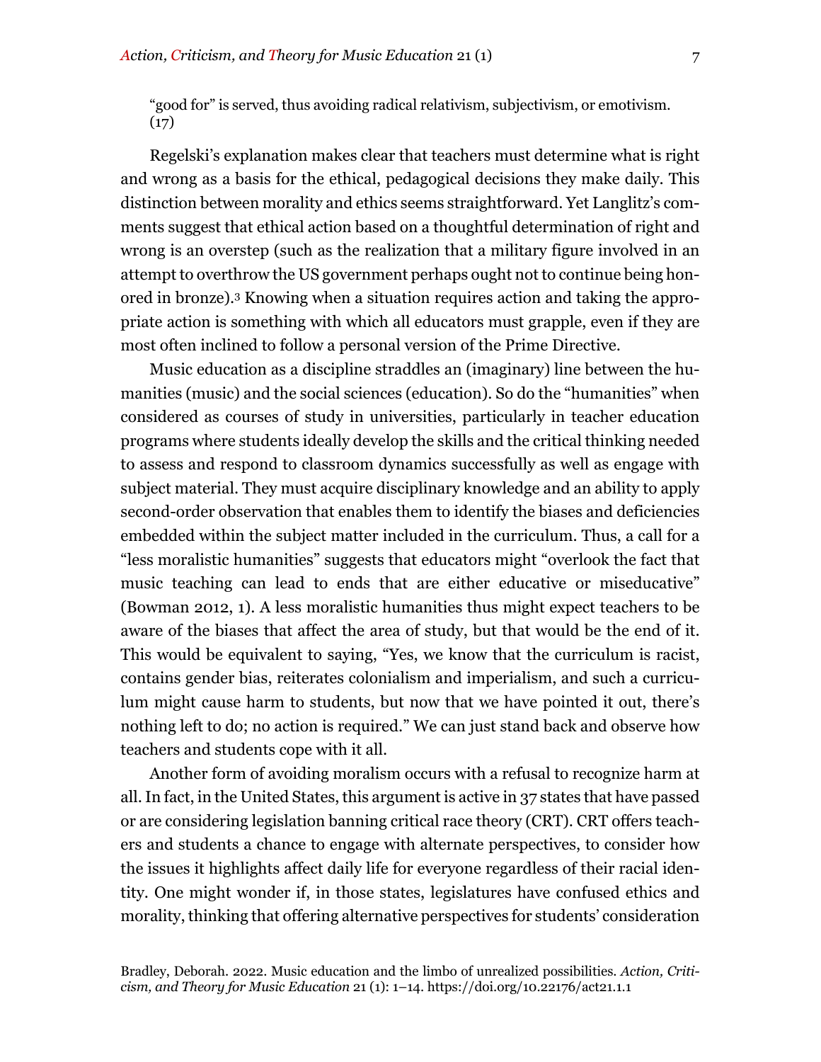"good for" is served, thus avoiding radical relativism, subjectivism, or emotivism. (17)

Regelski's explanation makes clear that teachers must determine what is right and wrong as a basis for the ethical, pedagogical decisions they make daily. This distinction between morality and ethics seems straightforward. Yet Langlitz's comments suggest that ethical action based on a thoughtful determination of right and wrong is an overstep (such as the realization that a military figure involved in an attempt to overthrow the US government perhaps ought not to continue being honored in bronze).[3] Knowing when a situation requires action and taking the appropriate action is something with which all educators must grapple, even if they are most often inclined to follow a personal version of the Prime Directive.

Music education as a discipline straddles an (imaginary) line between the humanities (music) and the social sciences (education). So do the "humanities" when considered as courses of study in universities, particularly in teacher education programs where students ideally develop the skills and the critical thinking needed to assess and respond to classroom dynamics successfully as well as engage with subject material. They must acquire disciplinary knowledge and an ability to apply second-order observation that enables them to identify the biases and deficiencies embedded within the subject matter included in the curriculum. Thus, a call for a "less moralistic humanities" suggests that educators might "overlook the fact that music teaching can lead to ends that are either educative or miseducative" (Bowman 2012, 1). A less moralistic humanities thus might expect teachers to be aware of the biases that affect the area of study, but that would be the end of it. This would be equivalent to saying, "Yes, we know that the curriculum is racist, contains gender bias, reiterates colonialism and imperialism, and such a curriculum might cause harm to students, but now that we have pointed it out, there's nothing left to do; no action is required." We can just stand back and observe how teachers and students cope with it all.

Another form of avoiding moralism occurs with a refusal to recognize harm at all. In fact, in the United States, this argument is active in 37 states that have passed or are considering legislation banning critical race theory (CRT). CRT offers teachers and students a chance to engage with alternate perspectives, to consider how the issues it highlights affect daily life for everyone regardless of their racial identity. One might wonder if, in those states, legislatures have confused ethics and morality, thinking that offering alternative perspectives for students' consideration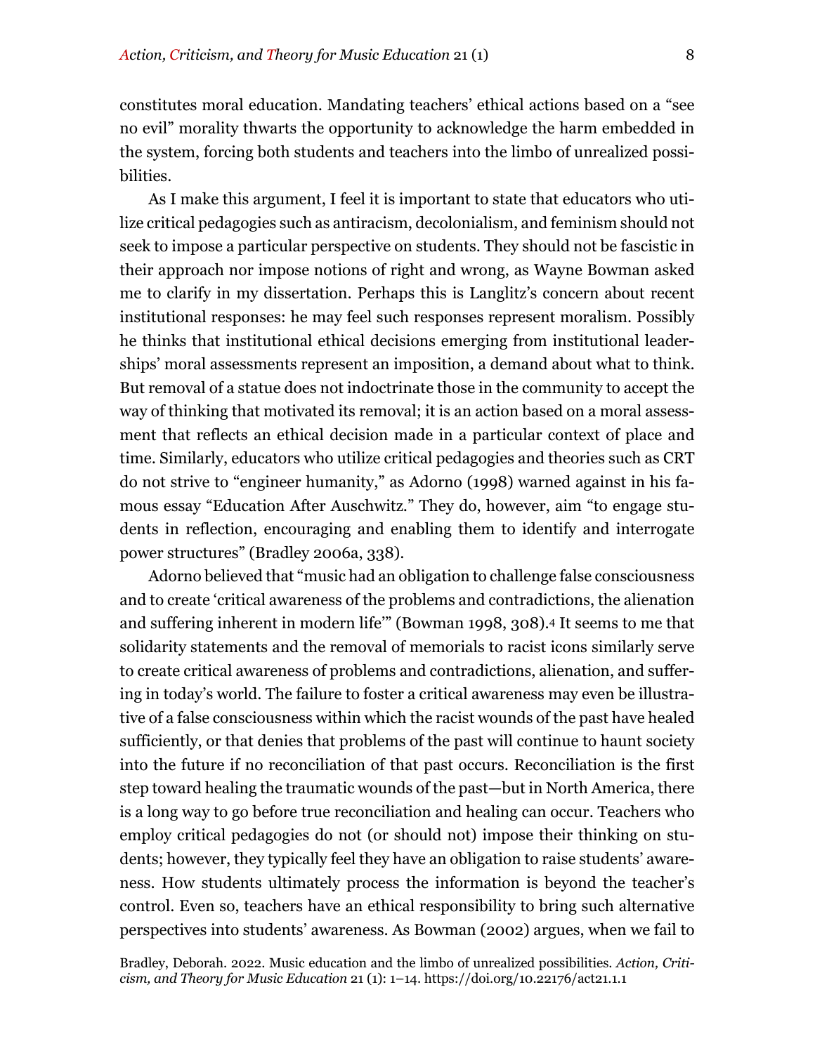constitutes moral education. Mandating teachers' ethical actions based on a "see no evil" morality thwarts the opportunity to acknowledge the harm embedded in the system, forcing both students and teachers into the limbo of unrealized possibilities.

As I make this argument, I feel it is important to state that educators who utilize critical pedagogies such as antiracism, decolonialism, and feminism should not seek to impose a particular perspective on students. They should not be fascistic in their approach nor impose notions of right and wrong, as Wayne Bowman asked me to clarify in my dissertation. Perhaps this is Langlitz's concern about recent institutional responses: he may feel such responses represent moralism. Possibly he thinks that institutional ethical decisions emerging from institutional leaderships' moral assessments represent an imposition, a demand about what to think. But removal of a statue does not indoctrinate those in the community to accept the way of thinking that motivated its removal; it is an action based on a moral assessment that reflects an ethical decision made in a particular context of place and time. Similarly, educators who utilize critical pedagogies and theories such as CRT do not strive to "engineer humanity," as Adorno (1998) warned against in his famous essay "Education After Auschwitz." They do, however, aim "to engage students in reflection, encouraging and enabling them to identify and interrogate power structures" (Bradley 2006a, 338).

Adorno believed that "music had an obligation to challenge false consciousness and to create 'critical awareness of the problems and contradictions, the alienation and suffering inherent in modern life'" (Bowman 1998, 308).[4] It seems to me that solidarity statements and the removal of memorials to racist icons similarly serve to create critical awareness of problems and contradictions, alienation, and suffering in today's world. The failure to foster a critical awareness may even be illustrative of a false consciousness within which the racist wounds of the past have healed sufficiently, or that denies that problems of the past will continue to haunt society into the future if no reconciliation of that past occurs. Reconciliation is the first step toward healing the traumatic wounds of the past—but in North America, there is a long way to go before true reconciliation and healing can occur. Teachers who employ critical pedagogies do not (or should not) impose their thinking on students; however, they typically feel they have an obligation to raise students' awareness. How students ultimately process the information is beyond the teacher's control. Even so, teachers have an ethical responsibility to bring such alternative perspectives into students' awareness. As Bowman (2002) argues, when we fail to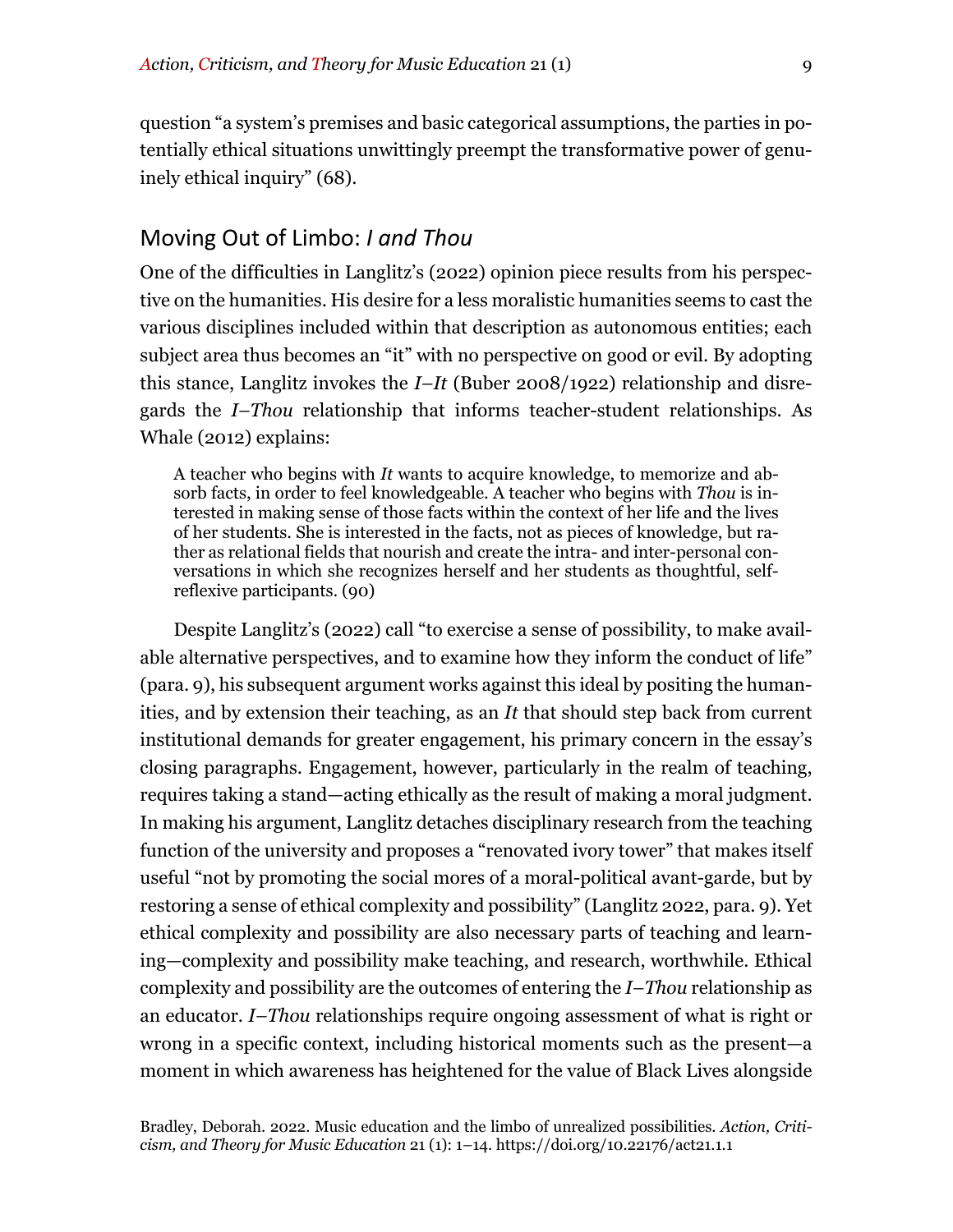question "a system's premises and basic categorical assumptions, the parties in potentially ethical situations unwittingly preempt the transformative power of genuinely ethical inquiry" (68).

## Moving Out of Limbo: *I and Thou*

One of the difficulties in Langlitz's (2022) opinion piece results from his perspective on the humanities. His desire for a less moralistic humanities seems to cast the various disciplines included within that description as autonomous entities; each subject area thus becomes an "it" with no perspective on good or evil. By adopting this stance, Langlitz invokes the *I–It* (Buber 2008/1922) relationship and disregards the *I–Thou* relationship that informs teacher-student relationships. As Whale (2012) explains:

> A teacher who begins with *It* wants to acquire knowledge, to memorize and absorb facts, in order to feel knowledgeable. A teacher who begins with *Thou* is interested in making sense of those facts within the context of her life and the lives of her students. She is interested in the facts, not as pieces of knowledge, but rather as relational fields that nourish and create the intra- and inter-personal conversations in which she recognizes herself and her students as thoughtful, self-reflexive participants. (90)

Despite Langlitz's (2022) call "to exercise a sense of possibility, to make available alternative perspectives, and to examine how they inform the conduct of life" (para. 9), his subsequent argument works against this ideal by positing the humanities, and by extension their teaching, as an *It* that should step back from current institutional demands for greater engagement, his primary concern in the essay's closing paragraphs. Engagement, however, particularly in the realm of teaching, requires taking a stand—acting ethically as the result of making a moral judgment. In making his argument, Langlitz detaches disciplinary research from the teaching function of the university and proposes a "renovated ivory tower" that makes itself useful "not by promoting the social mores of a moral-political avant-garde, but by restoring a sense of ethical complexity and possibility" (Langlitz 2022, para. 9). Yet ethical complexity and possibility are also necessary parts of teaching and learning—complexity and possibility make teaching, and research, worthwhile. Ethical complexity and possibility are the outcomes of entering the *I–Thou* relationship as an educator. *I–Thou* relationships require ongoing assessment of what is right or wrong in a specific context, including historical moments such as the present—a moment in which awareness has heightened for the value of Black Lives alongside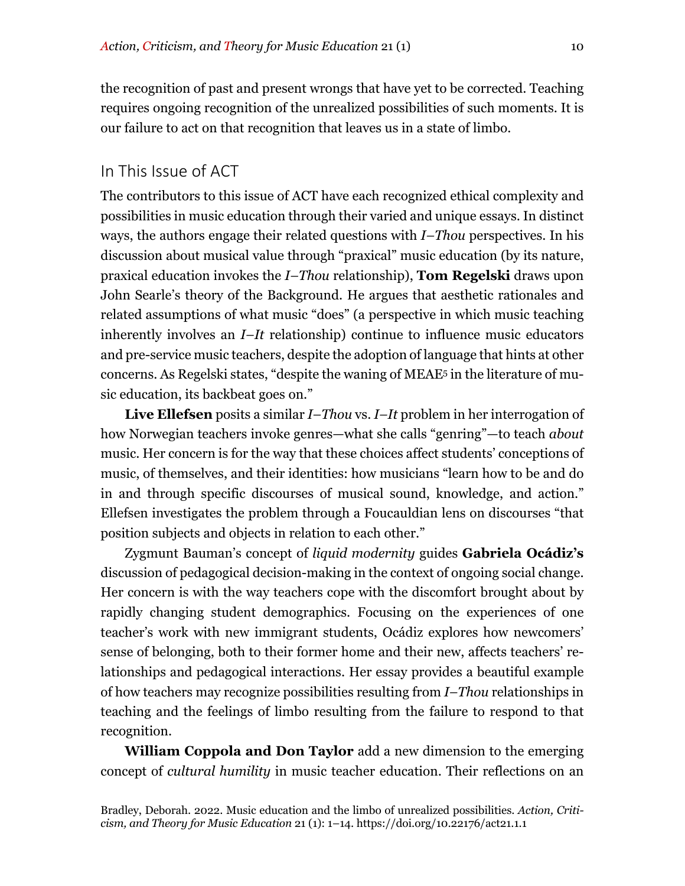the recognition of past and present wrongs that have yet to be corrected. Teaching requires ongoing recognition of the unrealized possibilities of such moments. It is our failure to act on that recognition that leaves us in a state of limbo.

## In This Issue of ACT

The contributors to this issue of ACT have each recognized ethical complexity and possibilities in music education through their varied and unique essays. In distinct ways, the authors engage their related questions with *I–Thou* perspectives. In his discussion about musical value through "praxical" music education (by its nature, praxical education invokes the *I–Thou* relationship), **Tom Regelski** draws upon John Searle's theory of the Background. He argues that aesthetic rationales and related assumptions of what music "does" (a perspective in which music teaching inherently involves an *I–It* relationship) continue to influence music educators and pre-service music teachers, despite the adoption of language that hints at other concerns. As Regelski states, "despite the waning of MEAE[5] in the literature of music education, its backbeat goes on."

**Live Ellefsen** posits a similar *I–Thou* vs. *I–It* problem in her interrogation of how Norwegian teachers invoke genres—what she calls "genring"—to teach *about* music. Her concern is for the way that these choices affect students' conceptions of music, of themselves, and their identities: how musicians "learn how to be and do in and through specific discourses of musical sound, knowledge, and action." Ellefsen investigates the problem through a Foucauldian lens on discourses "that position subjects and objects in relation to each other."

Zygmunt Bauman's concept of *liquid modernity* guides **Gabriela Ocádiz's** discussion of pedagogical decision-making in the context of ongoing social change. Her concern is with the way teachers cope with the discomfort brought about by rapidly changing student demographics. Focusing on the experiences of one teacher's work with new immigrant students, Ocádiz explores how newcomers' sense of belonging, both to their former home and their new, affects teachers' relationships and pedagogical interactions. Her essay provides a beautiful example of how teachers may recognize possibilities resulting from *I–Thou* relationships in teaching and the feelings of limbo resulting from the failure to respond to that recognition.

**William Coppola and Don Taylor** add a new dimension to the emerging concept of *cultural humility* in music teacher education. Their reflections on an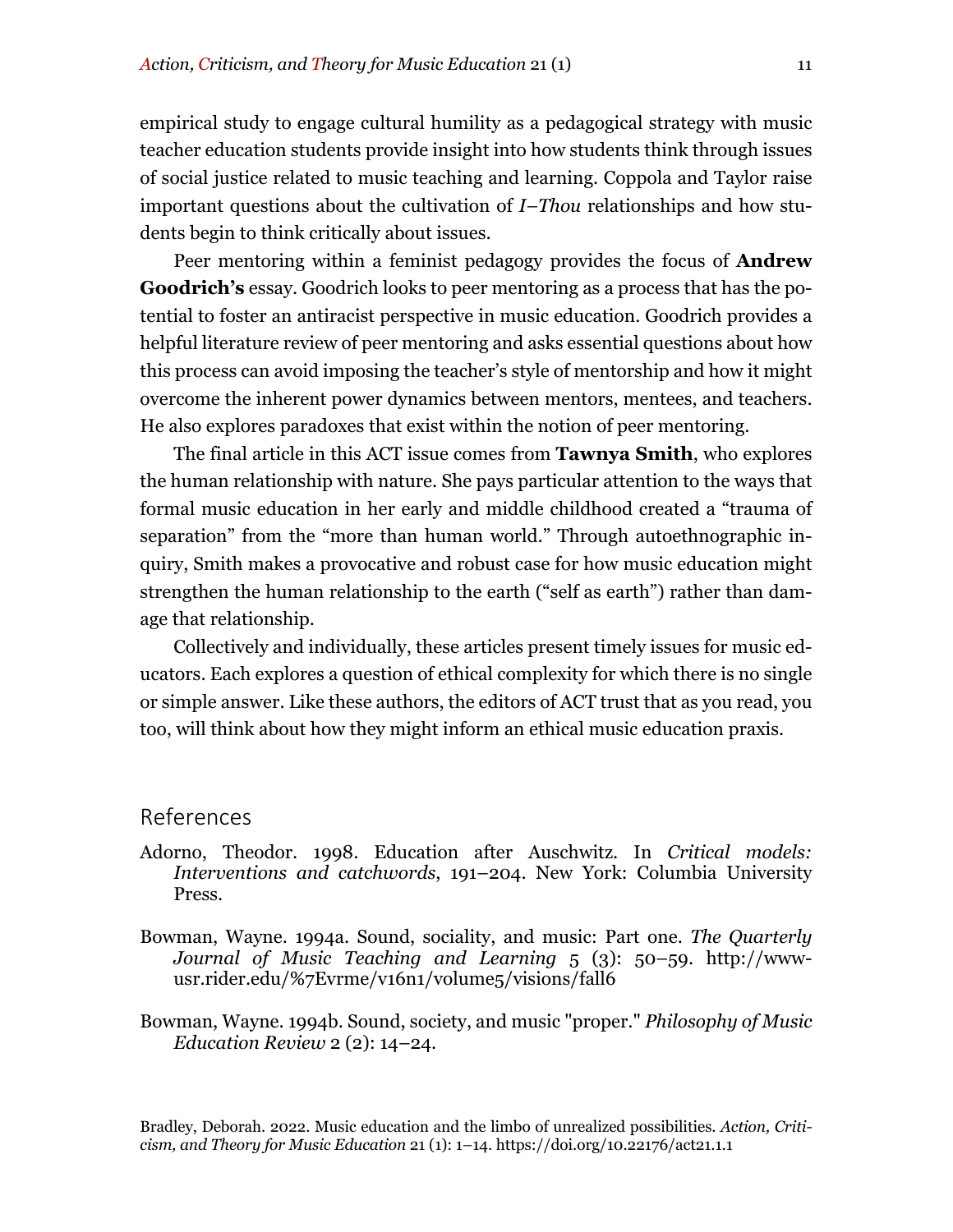empirical study to engage cultural humility as a pedagogical strategy with music teacher education students provide insight into how students think through issues of social justice related to music teaching and learning. Coppola and Taylor raise important questions about the cultivation of *I–Thou* relationships and how students begin to think critically about issues.

Peer mentoring within a feminist pedagogy provides the focus of **Andrew Goodrich's** essay. Goodrich looks to peer mentoring as a process that has the potential to foster an antiracist perspective in music education. Goodrich provides a helpful literature review of peer mentoring and asks essential questions about how this process can avoid imposing the teacher's style of mentorship and how it might overcome the inherent power dynamics between mentors, mentees, and teachers. He also explores paradoxes that exist within the notion of peer mentoring.

The final article in this ACT issue comes from **Tawnya Smith**, who explores the human relationship with nature. She pays particular attention to the ways that formal music education in her early and middle childhood created a "trauma of separation" from the "more than human world." Through autoethnographic inquiry, Smith makes a provocative and robust case for how music education might strengthen the human relationship to the earth ("self as earth") rather than damage that relationship.

Collectively and individually, these articles present timely issues for music educators. Each explores a question of ethical complexity for which there is no single or simple answer. Like these authors, the editors of ACT trust that as you read, you too, will think about how they might inform an ethical music education praxis.

## References

Adorno, Theodor. 1998. Education after Auschwitz. In *Critical models: Interventions and catchwords*, 191–204. New York: Columbia University Press.

Bowman, Wayne. 1994a. Sound, sociality, and music: Part one. *The Quarterly Journal of Music Teaching and Learning* 5 (3): 50–59. http://www-usr.rider.edu/%7Evrme/v16n1/volume5/visions/fall6

Bowman, Wayne. 1994b. Sound, society, and music "proper." *Philosophy of Music Education Review* 2 (2): 14–24.

Bradley, Deborah. 2022. Music education and the limbo of unrealized possibilities. *Action, Criticism, and Theory for Music Education* 21 (1): 1–14. https://doi.org/10.22176/act21.1.1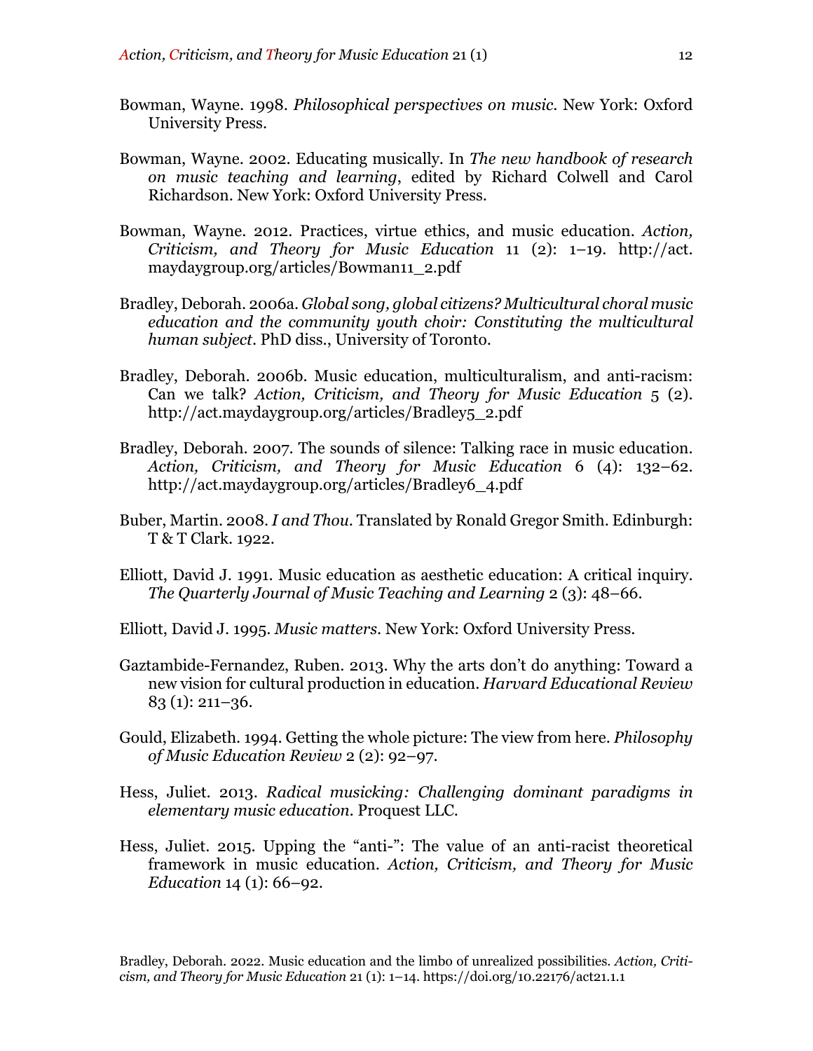Bowman, Wayne. 1998. *Philosophical perspectives on music*. New York: Oxford University Press.

Bowman, Wayne. 2002. Educating musically. In *The new handbook of research on music teaching and learning*, edited by Richard Colwell and Carol Richardson. New York: Oxford University Press.

Bowman, Wayne. 2012. Practices, virtue ethics, and music education. *Action, Criticism, and Theory for Music Education* 11 (2): 1–19. http://act.maydaygroup.org/articles/Bowman11_2.pdf

Bradley, Deborah. 2006a. *Global song, global citizens? Multicultural choral music education and the community youth choir: Constituting the multicultural human subject*. PhD diss., University of Toronto.

Bradley, Deborah. 2006b. Music education, multiculturalism, and anti-racism: Can we talk? *Action, Criticism, and Theory for Music Education* 5 (2). http://act.maydaygroup.org/articles/Bradley5_2.pdf

Bradley, Deborah. 2007. The sounds of silence: Talking race in music education. *Action, Criticism, and Theory for Music Education* 6 (4): 132–62. http://act.maydaygroup.org/articles/Bradley6_4.pdf

Buber, Martin. 2008. *I and Thou*. Translated by Ronald Gregor Smith. Edinburgh: T & T Clark. 1922.

Elliott, David J. 1991. Music education as aesthetic education: A critical inquiry. *The Quarterly Journal of Music Teaching and Learning* 2 (3): 48–66.

Elliott, David J. 1995. *Music matters*. New York: Oxford University Press.

Gaztambide-Fernandez, Ruben. 2013. Why the arts don't do anything: Toward a new vision for cultural production in education. *Harvard Educational Review* 83 (1): 211–36.

Gould, Elizabeth. 1994. Getting the whole picture: The view from here. *Philosophy of Music Education Review* 2 (2): 92–97.

Hess, Juliet. 2013. *Radical musicking: Challenging dominant paradigms in elementary music education*. Proquest LLC.

Hess, Juliet. 2015. Upping the "anti-": The value of an anti-racist theoretical framework in music education. *Action, Criticism, and Theory for Music Education* 14 (1): 66–92.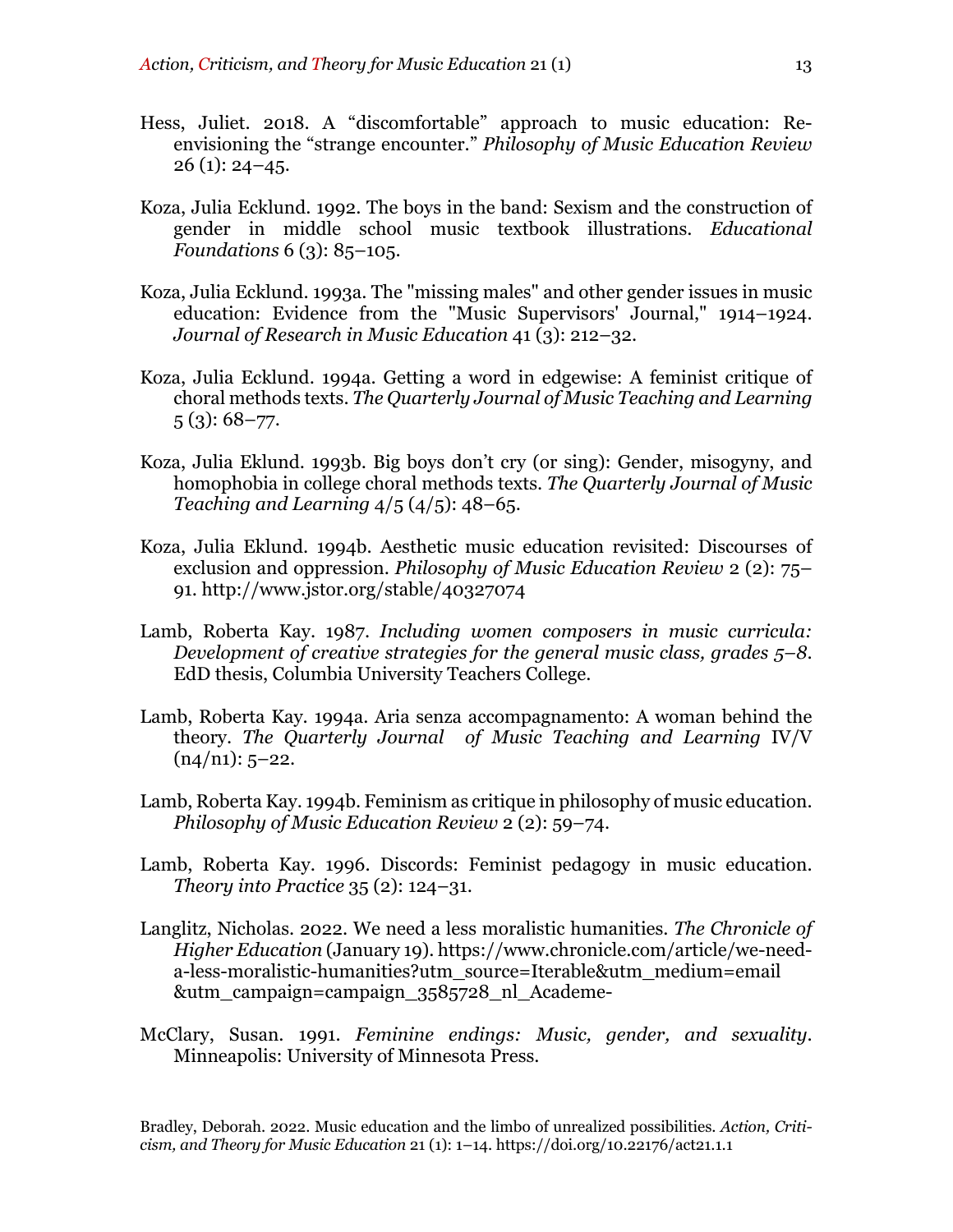Hess, Juliet. 2018. A “discomfortable” approach to music education: Re-envisioning the “strange encounter.” *Philosophy of Music Education Review* 26 (1): 24–45.

Koza, Julia Ecklund. 1992. The boys in the band: Sexism and the construction of gender in middle school music textbook illustrations. *Educational Foundations* 6 (3): 85–105.

Koza, Julia Ecklund. 1993a. The "missing males" and other gender issues in music education: Evidence from the "Music Supervisors' Journal," 1914–1924. *Journal of Research in Music Education* 41 (3): 212–32.

Koza, Julia Ecklund. 1994a. Getting a word in edgewise: A feminist critique of choral methods texts. *The Quarterly Journal of Music Teaching and Learning* 5 (3): 68–77.

Koza, Julia Eklund. 1993b. Big boys don’t cry (or sing): Gender, misogyny, and homophobia in college choral methods texts. *The Quarterly Journal of Music Teaching and Learning* 4/5 (4/5): 48–65.

Koza, Julia Eklund. 1994b. Aesthetic music education revisited: Discourses of exclusion and oppression. *Philosophy of Music Education Review* 2 (2): 75–91. http://www.jstor.org/stable/40327074

Lamb, Roberta Kay. 1987. *Including women composers in music curricula: Development of creative strategies for the general music class, grades 5–8*. EdD thesis, Columbia University Teachers College.

Lamb, Roberta Kay. 1994a. Aria senza accompagnamento: A woman behind the theory. *The Quarterly Journal of Music Teaching and Learning* IV/V (n4/n1): 5–22.

Lamb, Roberta Kay. 1994b. Feminism as critique in philosophy of music education. *Philosophy of Music Education Review* 2 (2): 59–74.

Lamb, Roberta Kay. 1996. Discords: Feminist pedagogy in music education. *Theory into Practice* 35 (2): 124–31.

Langlitz, Nicholas. 2022. We need a less moralistic humanities. *The Chronicle of Higher Education* (January 19). https://www.chronicle.com/article/we-need-a-less-moralistic-humanities?utm_source=Iterable&utm_medium=email &utm_campaign=campaign_3585728_nl_Academe-

McClary, Susan. 1991. *Feminine endings: Music, gender, and sexuality*. Minneapolis: University of Minnesota Press.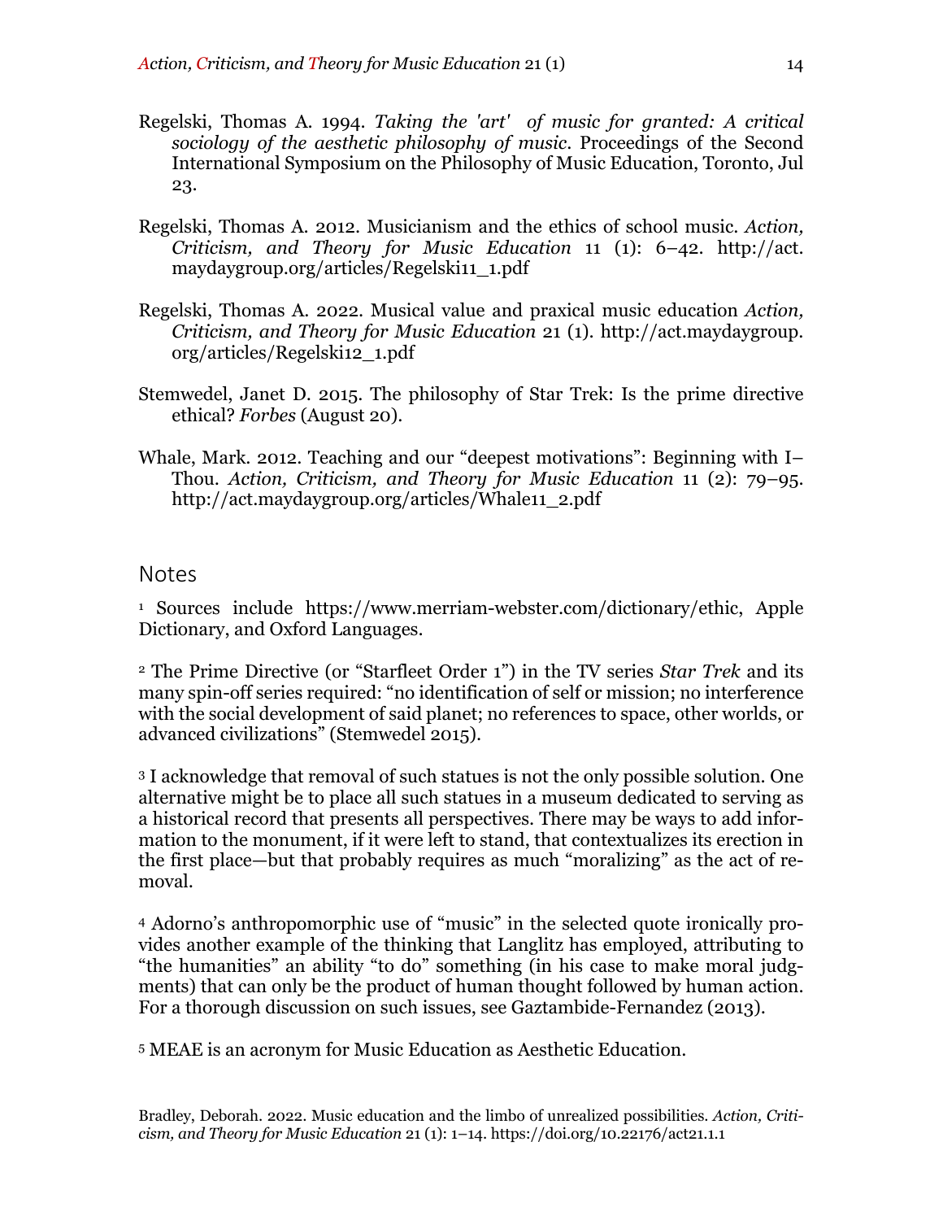Regelski, Thomas A. 1994. *Taking the 'art' of music for granted: A critical sociology of the aesthetic philosophy of music*. Proceedings of the Second International Symposium on the Philosophy of Music Education, Toronto, Jul 23.

Regelski, Thomas A. 2012. Musicianism and the ethics of school music. *Action, Criticism, and Theory for Music Education* 11 (1): 6–42. http://act.maydaygroup.org/articles/Regelski11_1.pdf

Regelski, Thomas A. 2022. Musical value and praxical music education *Action, Criticism, and Theory for Music Education* 21 (1). http://act.maydaygroup.org/articles/Regelski12_1.pdf

Stemwedel, Janet D. 2015. The philosophy of Star Trek: Is the prime directive ethical? *Forbes* (August 20).

Whale, Mark. 2012. Teaching and our "deepest motivations": Beginning with I–Thou. *Action, Criticism, and Theory for Music Education* 11 (2): 79–95. http://act.maydaygroup.org/articles/Whale11_2.pdf

## Notes

[1] Sources include https://www.merriam-webster.com/dictionary/ethic, Apple Dictionary, and Oxford Languages.

[2] The Prime Directive (or "Starfleet Order 1") in the TV series *Star Trek* and its many spin-off series required: "no identification of self or mission; no interference with the social development of said planet; no references to space, other worlds, or advanced civilizations" (Stemwedel 2015).

[3] I acknowledge that removal of such statues is not the only possible solution. One alternative might be to place all such statues in a museum dedicated to serving as a historical record that presents all perspectives. There may be ways to add information to the monument, if it were left to stand, that contextualizes its erection in the first place—but that probably requires as much "moralizing" as the act of removal.

[4] Adorno's anthropomorphic use of "music" in the selected quote ironically provides another example of the thinking that Langlitz has employed, attributing to "the humanities" an ability "to do" something (in his case to make moral judgments) that can only be the product of human thought followed by human action. For a thorough discussion on such issues, see Gaztambide-Fernandez (2013).

[5] MEAE is an acronym for Music Education as Aesthetic Education.

Bradley, Deborah. 2022. Music education and the limbo of unrealized possibilities. *Action, Criticism, and Theory for Music Education* 21 (1): 1–14. https://doi.org/10.22176/act21.1.1